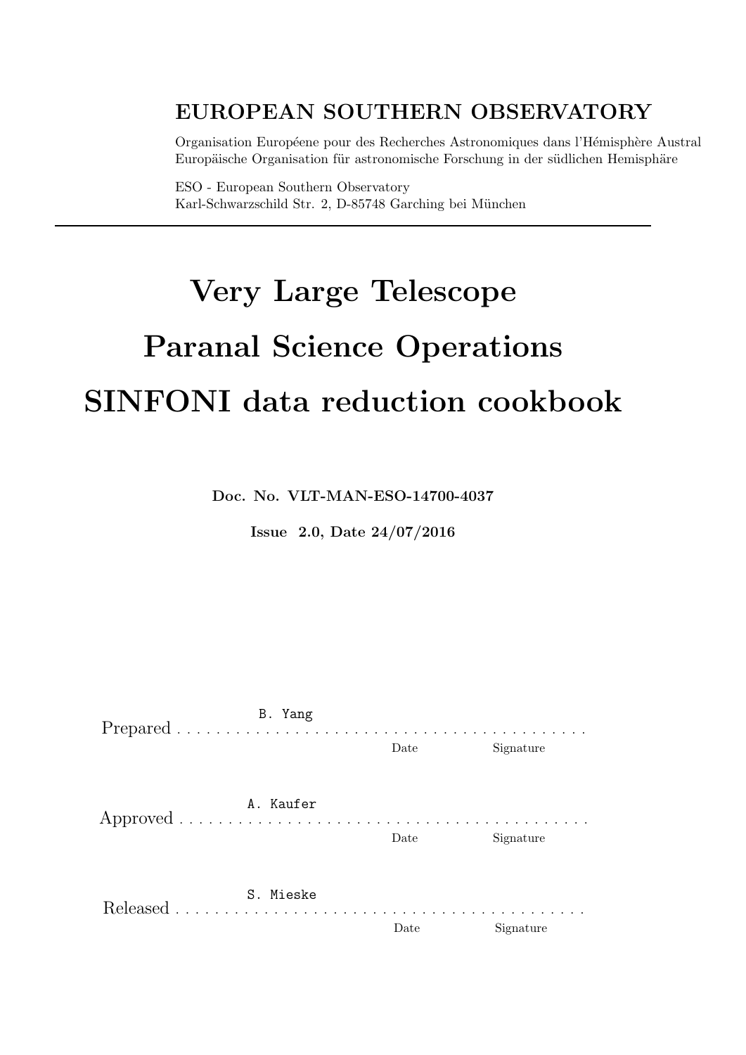**EUROPEAN SOUTHERN OBSERVATORY**

Organisation Européene pour des Recherches Astronomiques dans l'Hémisphère Austral
Europäische Organisation für astronomische Forschung in der südlichen Hemisphäre

ESO - European Southern Observatory
Karl-Schwarzschild Str. 2, D-85748 Garching bei München

---

# Very Large Telescope

# Paranal Science Operations

# SINFONI data reduction cookbook

**Doc. No. VLT-MAN-ESO-14700-4037**

**Issue 2.0, Date 24/07/2016**

Prepared . . . . . . . . . . B. Yang . . . . . . . . . . Date . . . . . Signature

Approved . . . . . . . . . . A. Kaufer . . . . . . . . . . Date . . . . . Signature

Released . . . . . . . . . . S. Mieske . . . . . . . . . . Date . . . . . Signature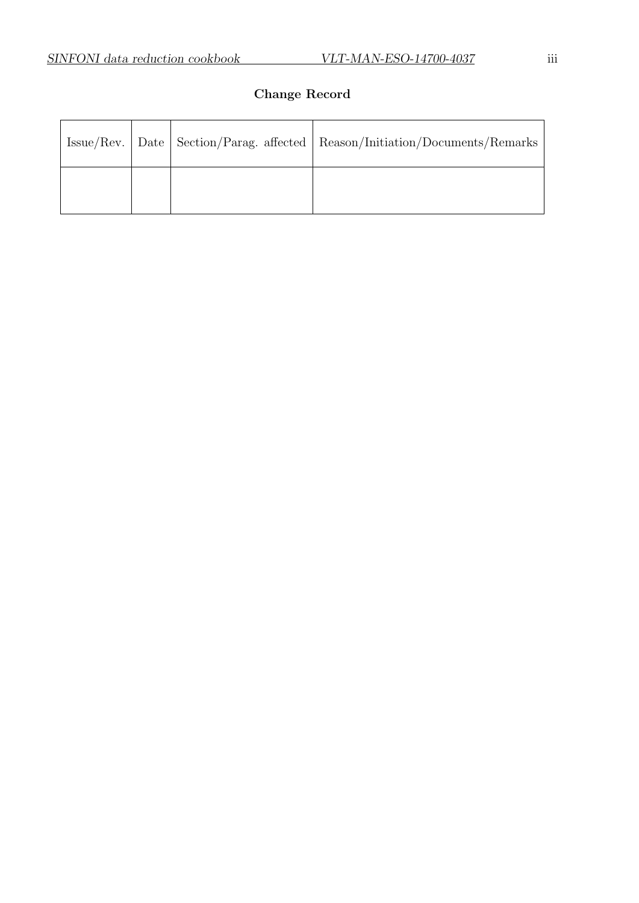## Change Record

| Issue/Rev. | Date | Section/Parag. affected | Reason/Initiation/Documents/Remarks |
|---|---|---|---|
| | | | |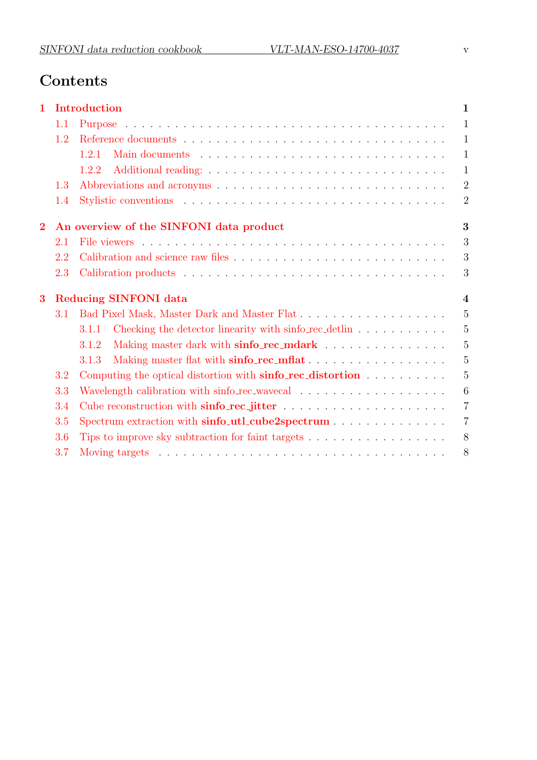# Contents

**1 Introduction** — 1
- 1.1 Purpose — 1
- 1.2 Reference documents — 1
  - 1.2.1 Main documents — 1
  - 1.2.2 Additional reading: — 1
- 1.3 Abbreviations and acronyms — 2
- 1.4 Stylistic conventions — 2

**2 An overview of the SINFONI data product** — 3
- 2.1 File viewers — 3
- 2.2 Calibration and science raw files — 3
- 2.3 Calibration products — 3

**3 Reducing SINFONI data** — 4
- 3.1 Bad Pixel Mask, Master Dark and Master Flat — 5
  - 3.1.1 Checking the detector linearity with sinfo_rec_detlin — 5
  - 3.1.2 Making master dark with **sinfo_rec_mdark** — 5
  - 3.1.3 Making master flat with **sinfo_rec_mflat** — 5
- 3.2 Computing the optical distortion with **sinfo_rec_distortion** — 5
- 3.3 Wavelength calibration with sinfo_rec_wavecal — 6
- 3.4 Cube reconstruction with **sinfo_rec_jitter** — 7
- 3.5 Spectrum extraction with **sinfo_utl_cube2spectrum** — 7
- 3.6 Tips to improve sky subtraction for faint targets — 8
- 3.7 Moving targets — 8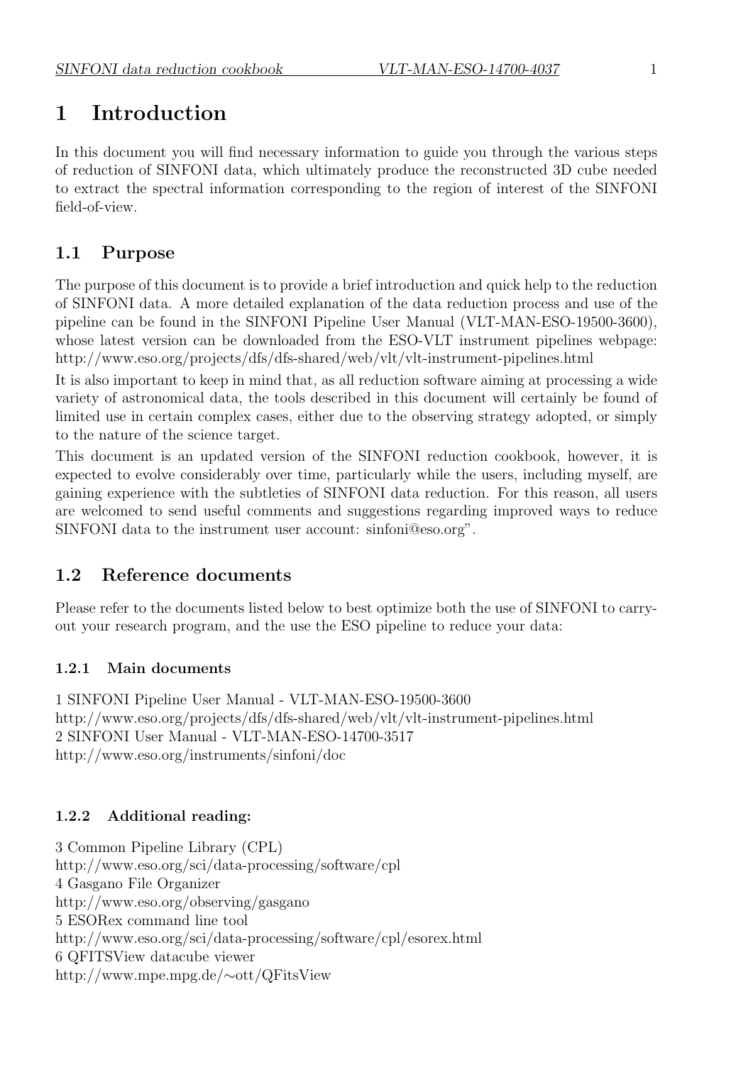# 1 Introduction

In this document you will find necessary information to guide you through the various steps of reduction of SINFONI data, which ultimately produce the reconstructed 3D cube needed to extract the spectral information corresponding to the region of interest of the SINFONI field-of-view.

## 1.1 Purpose

The purpose of this document is to provide a brief introduction and quick help to the reduction of SINFONI data. A more detailed explanation of the data reduction process and use of the pipeline can be found in the SINFONI Pipeline User Manual (VLT-MAN-ESO-19500-3600), whose latest version can be downloaded from the ESO-VLT instrument pipelines webpage: http://www.eso.org/projects/dfs/dfs-shared/web/vlt/vlt-instrument-pipelines.html

It is also important to keep in mind that, as all reduction software aiming at processing a wide variety of astronomical data, the tools described in this document will certainly be found of limited use in certain complex cases, either due to the observing strategy adopted, or simply to the nature of the science target.

This document is an updated version of the SINFONI reduction cookbook, however, it is expected to evolve considerably over time, particularly while the users, including myself, are gaining experience with the subtleties of SINFONI data reduction. For this reason, all users are welcomed to send useful comments and suggestions regarding improved ways to reduce SINFONI data to the instrument user account: sinfoni@eso.org".

## 1.2 Reference documents

Please refer to the documents listed below to best optimize both the use of SINFONI to carry-out your research program, and the use the ESO pipeline to reduce your data:

### 1.2.1 Main documents

1 SINFONI Pipeline User Manual - VLT-MAN-ESO-19500-3600
http://www.eso.org/projects/dfs/dfs-shared/web/vlt/vlt-instrument-pipelines.html
2 SINFONI User Manual - VLT-MAN-ESO-14700-3517
http://www.eso.org/instruments/sinfoni/doc

### 1.2.2 Additional reading:

3 Common Pipeline Library (CPL)
http://www.eso.org/sci/data-processing/software/cpl
4 Gasgano File Organizer
http://www.eso.org/observing/gasgano
5 ESORex command line tool
http://www.eso.org/sci/data-processing/software/cpl/esorex.html
6 QFITSView datacube viewer
http://www.mpe.mpg.de/∼ott/QFitsView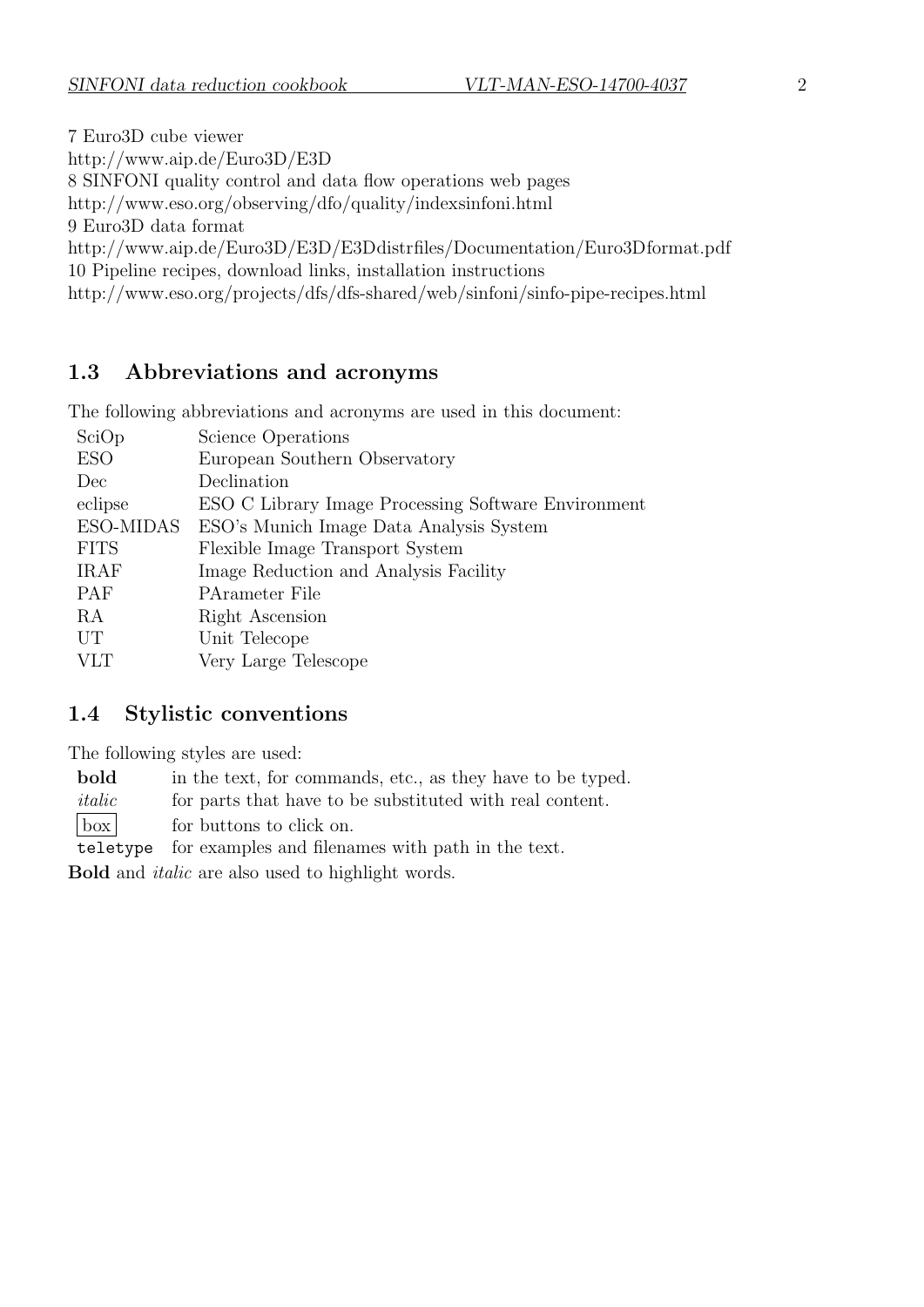7 Euro3D cube viewer
http://www.aip.de/Euro3D/E3D
8 SINFONI quality control and data flow operations web pages
http://www.eso.org/observing/dfo/quality/indexsinfoni.html
9 Euro3D data format
http://www.aip.de/Euro3D/E3D/E3Ddistrfiles/Documentation/Euro3Dformat.pdf
10 Pipeline recipes, download links, installation instructions
http://www.eso.org/projects/dfs/dfs-shared/web/sinfoni/sinfo-pipe-recipes.html

## 1.3 Abbreviations and acronyms

The following abbreviations and acronyms are used in this document:

| | |
|---|---|
| SciOp | Science Operations |
| ESO | European Southern Observatory |
| Dec | Declination |
| eclipse | ESO C Library Image Processing Software Environment |
| ESO-MIDAS | ESO's Munich Image Data Analysis System |
| FITS | Flexible Image Transport System |
| IRAF | Image Reduction and Analysis Facility |
| PAF | PArameter File |
| RA | Right Ascension |
| UT | Unit Telecope |
| VLT | Very Large Telescope |

## 1.4 Stylistic conventions

The following styles are used:

| | |
|---|---|
| **bold** | in the text, for commands, etc., as they have to be typed. |
| *italic* | for parts that have to be substituted with real content. |
| [box] | for buttons to click on. |
| `teletype` | for examples and filenames with path in the text. |

**Bold** and *italic* are also used to highlight words.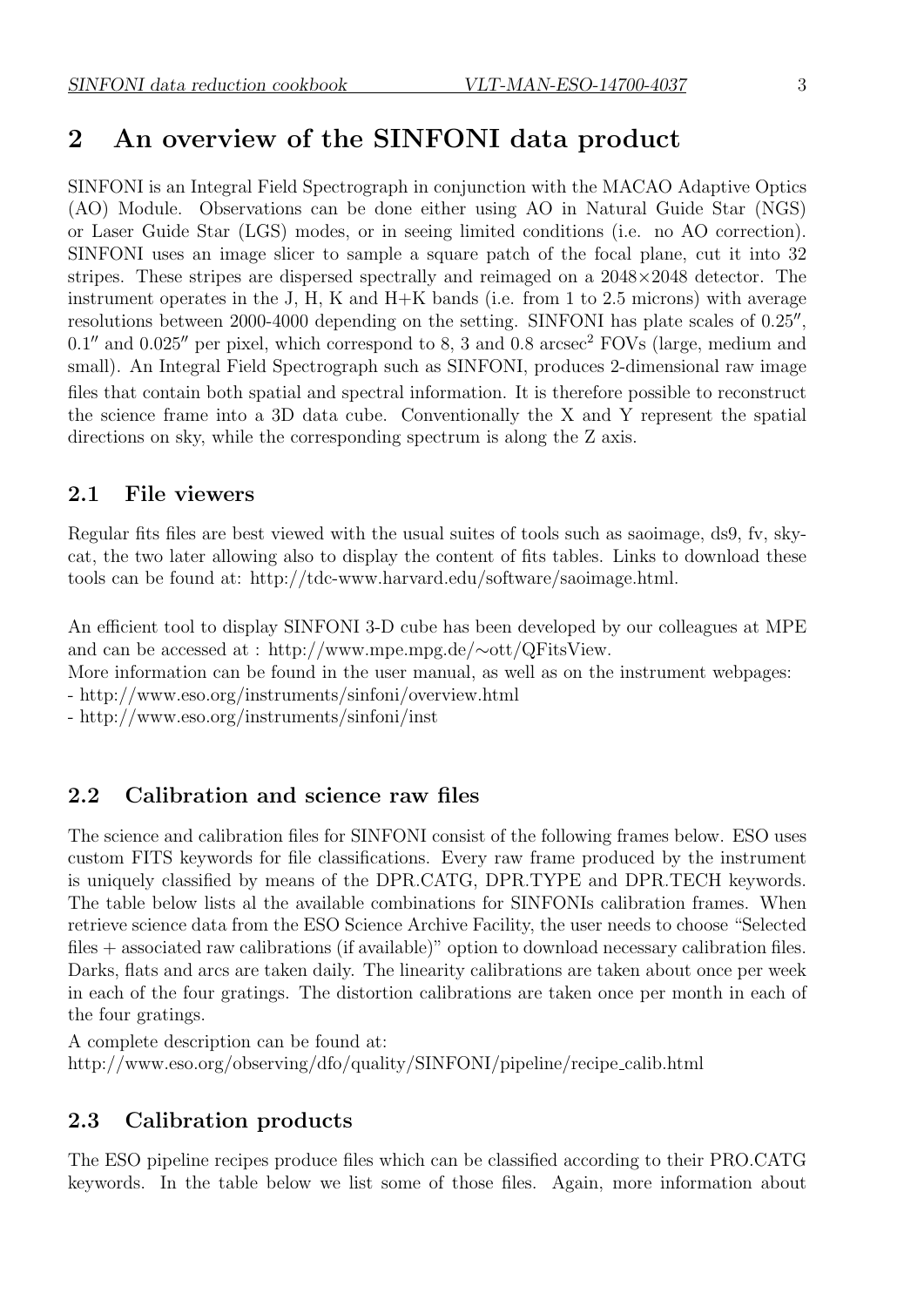## 2 An overview of the SINFONI data product

SINFONI is an Integral Field Spectrograph in conjunction with the MACAO Adaptive Optics (AO) Module. Observations can be done either using AO in Natural Guide Star (NGS) or Laser Guide Star (LGS) modes, or in seeing limited conditions (i.e. no AO correction). SINFONI uses an image slicer to sample a square patch of the focal plane, cut it into 32 stripes. These stripes are dispersed spectrally and reimaged on a 2048×2048 detector. The instrument operates in the J, H, K and H+K bands (i.e. from 1 to 2.5 microns) with average resolutions between 2000-4000 depending on the setting. SINFONI has plate scales of 0.25″, 0.1″ and 0.025″ per pixel, which correspond to 8, 3 and 0.8 arcsec$^2$ FOVs (large, medium and small). An Integral Field Spectrograph such as SINFONI, produces 2-dimensional raw image files that contain both spatial and spectral information. It is therefore possible to reconstruct the science frame into a 3D data cube. Conventionally the X and Y represent the spatial directions on sky, while the corresponding spectrum is along the Z axis.

### 2.1 File viewers

Regular fits files are best viewed with the usual suites of tools such as saoimage, ds9, fv, skycat, the two later allowing also to display the content of fits tables. Links to download these tools can be found at: http://tdc-www.harvard.edu/software/saoimage.html.

An efficient tool to display SINFONI 3-D cube has been developed by our colleagues at MPE and can be accessed at : http://www.mpe.mpg.de/∼ott/QFitsView.
More information can be found in the user manual, as well as on the instrument webpages:
- http://www.eso.org/instruments/sinfoni/overview.html
- http://www.eso.org/instruments/sinfoni/inst

### 2.2 Calibration and science raw files

The science and calibration files for SINFONI consist of the following frames below. ESO uses custom FITS keywords for file classifications. Every raw frame produced by the instrument is uniquely classified by means of the DPR.CATG, DPR.TYPE and DPR.TECH keywords. The table below lists al the available combinations for SINFONIs calibration frames. When retrieve science data from the ESO Science Archive Facility, the user needs to choose "Selected files + associated raw calibrations (if available)" option to download necessary calibration files. Darks, flats and arcs are taken daily. The linearity calibrations are taken about once per week in each of the four gratings. The distortion calibrations are taken once per month in each of the four gratings.
A complete description can be found at:
http://www.eso.org/observing/dfo/quality/SINFONI/pipeline/recipe_calib.html

### 2.3 Calibration products

The ESO pipeline recipes produce files which can be classified according to their PRO.CATG keywords. In the table below we list some of those files. Again, more information about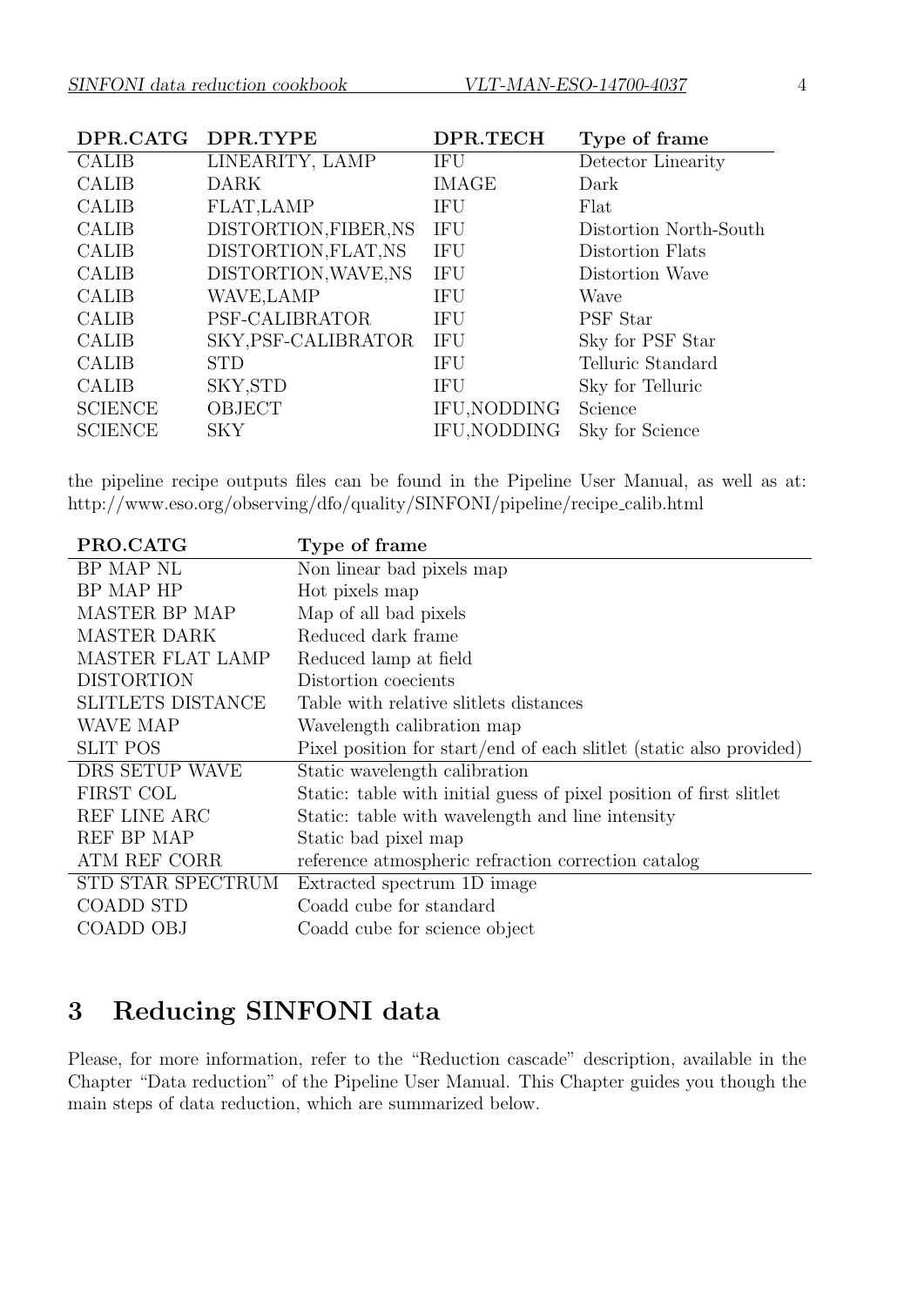| DPR.CATG | DPR.TYPE | DPR.TECH | Type of frame |
|---|---|---|---|
| CALIB | LINEARITY, LAMP | IFU | Detector Linearity |
| CALIB | DARK | IMAGE | Dark |
| CALIB | FLAT,LAMP | IFU | Flat |
| CALIB | DISTORTION,FIBER,NS | IFU | Distortion North-South |
| CALIB | DISTORTION,FLAT,NS | IFU | Distortion Flats |
| CALIB | DISTORTION,WAVE,NS | IFU | Distortion Wave |
| CALIB | WAVE,LAMP | IFU | Wave |
| CALIB | PSF-CALIBRATOR | IFU | PSF Star |
| CALIB | SKY,PSF-CALIBRATOR | IFU | Sky for PSF Star |
| CALIB | STD | IFU | Telluric Standard |
| CALIB | SKY,STD | IFU | Sky for Telluric |
| SCIENCE | OBJECT | IFU,NODDING | Science |
| SCIENCE | SKY | IFU,NODDING | Sky for Science |

the pipeline recipe outputs files can be found in the Pipeline User Manual, as well as at: http://www.eso.org/observing/dfo/quality/SINFONI/pipeline/recipe_calib.html

| PRO.CATG | Type of frame |
|---|---|
| BP MAP NL | Non linear bad pixels map |
| BP MAP HP | Hot pixels map |
| MASTER BP MAP | Map of all bad pixels |
| MASTER DARK | Reduced dark frame |
| MASTER FLAT LAMP | Reduced lamp at field |
| DISTORTION | Distortion coecients |
| SLITLETS DISTANCE | Table with relative slitlets distances |
| WAVE MAP | Wavelength calibration map |
| SLIT POS | Pixel position for start/end of each slitlet (static also provided) |
| DRS SETUP WAVE | Static wavelength calibration |
| FIRST COL | Static: table with initial guess of pixel position of first slitlet |
| REF LINE ARC | Static: table with wavelength and line intensity |
| REF BP MAP | Static bad pixel map |
| ATM REF CORR | reference atmospheric refraction correction catalog |
| STD STAR SPECTRUM | Extracted spectrum 1D image |
| COADD STD | Coadd cube for standard |
| COADD OBJ | Coadd cube for science object |

# 3 Reducing SINFONI data

Please, for more information, refer to the "Reduction cascade" description, available in the Chapter "Data reduction" of the Pipeline User Manual. This Chapter guides you though the main steps of data reduction, which are summarized below.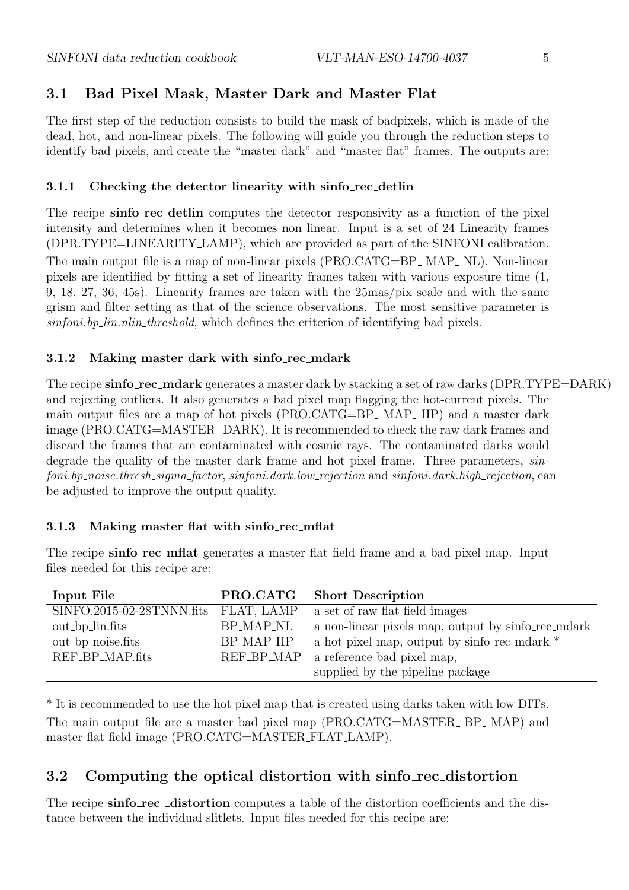## 3.1 Bad Pixel Mask, Master Dark and Master Flat

The first step of the reduction consists to build the mask of badpixels, which is made of the dead, hot, and non-linear pixels. The following will guide you through the reduction steps to identify bad pixels, and create the "master dark" and "master flat" frames. The outputs are:

### 3.1.1 Checking the detector linearity with sinfo_rec_detlin

The recipe **sinfo_rec_detlin** computes the detector responsivity as a function of the pixel intensity and determines when it becomes non linear. Input is a set of 24 Linearity frames (DPR.TYPE=LINEARITY_LAMP), which are provided as part of the SINFONI calibration. The main output file is a map of non-linear pixels (PRO.CATG=BP_ MAP_ NL). Non-linear pixels are identified by fitting a set of linearity frames taken with various exposure time (1, 9, 18, 27, 36, 45s). Linearity frames are taken with the 25mas/pix scale and with the same grism and filter setting as that of the science observations. The most sensitive parameter is *sinfoni.bp_lin.nlin_threshold*, which defines the criterion of identifying bad pixels.

### 3.1.2 Making master dark with sinfo_rec_mdark

The recipe **sinfo_rec_mdark** generates a master dark by stacking a set of raw darks (DPR.TYPE=DARK) and rejecting outliers. It also generates a bad pixel map flagging the hot-current pixels. The main output files are a map of hot pixels (PRO.CATG=BP_ MAP_ HP) and a master dark image (PRO.CATG=MASTER_ DARK). It is recommended to check the raw dark frames and discard the frames that are contaminated with cosmic rays. The contaminated darks would degrade the quality of the master dark frame and hot pixel frame. Three parameters, *sinfoni.bp_noise.thresh_sigma_factor*, *sinfoni.dark.low_rejection* and *sinfoni.dark.high_rejection*, can be adjusted to improve the output quality.

### 3.1.3 Making master flat with sinfo_rec_mflat

The recipe **sinfo_rec_mflat** generates a master flat field frame and a bad pixel map. Input files needed for this recipe are:

| Input File | PRO.CATG | Short Description |
|---|---|---|
| SINFO.2015-02-28TNNN.fits | FLAT, LAMP | a set of raw flat field images |
| out_bp_lin.fits | BP_MAP_NL | a non-linear pixels map, output by sinfo_rec_mdark |
| out_bp_noise.fits | BP_MAP_HP | a hot pixel map, output by sinfo_rec_mdark * |
| REF_BP_MAP.fits | REF_BP_MAP | a reference bad pixel map, supplied by the pipeline package |

* It is recommended to use the hot pixel map that is created using darks taken with low DITs.

The main output file are a master bad pixel map (PRO.CATG=MASTER_ BP_ MAP) and master flat field image (PRO.CATG=MASTER_FLAT_LAMP).

## 3.2 Computing the optical distortion with sinfo_rec_distortion

The recipe **sinfo_rec _distortion** computes a table of the distortion coefficients and the distance between the individual slitlets. Input files needed for this recipe are: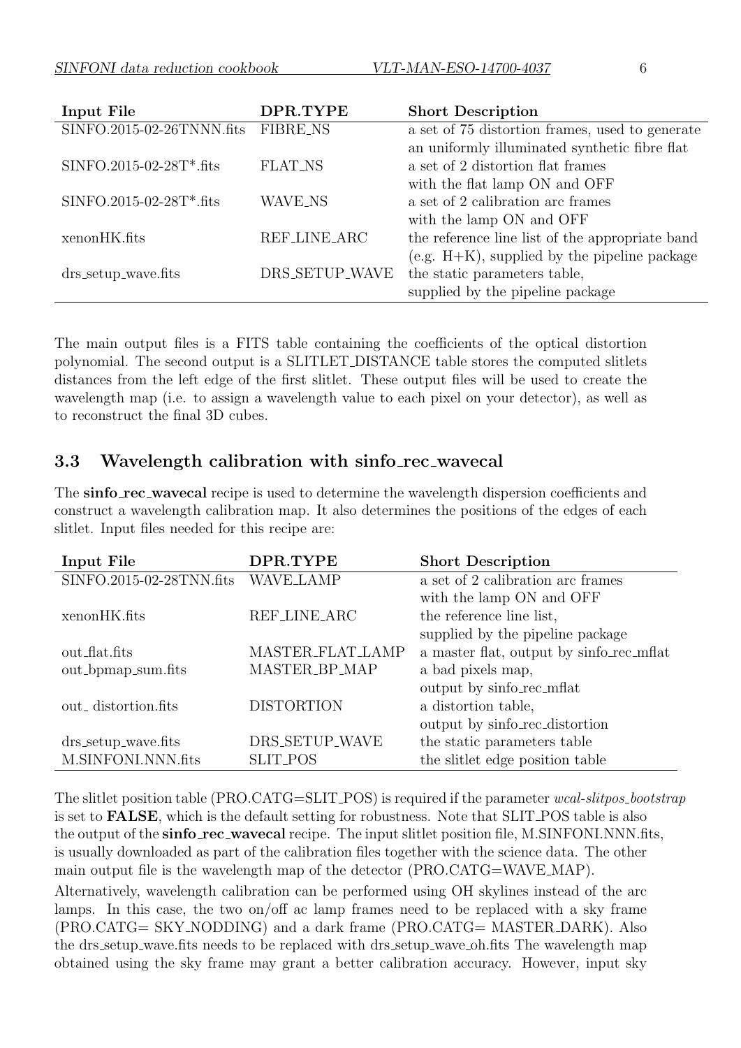| Input File | DPR.TYPE | Short Description |
|---|---|---|
| SINFO.2015-02-26TNNN.fits | FIBRE_NS | a set of 75 distortion frames, used to generate an uniformly illuminated synthetic fibre flat |
| SINFO.2015-02-28T*.fits | FLAT_NS | a set of 2 distortion flat frames with the flat lamp ON and OFF |
| SINFO.2015-02-28T*.fits | WAVE_NS | a set of 2 calibration arc frames with the lamp ON and OFF |
| xenonHK.fits | REF_LINE_ARC | the reference line list of the appropriate band (e.g. H+K), supplied by the pipeline package |
| drs_setup_wave.fits | DRS_SETUP_WAVE | the static parameters table, supplied by the pipeline package |

The main output files is a FITS table containing the coefficients of the optical distortion polynomial. The second output is a SLITLET_DISTANCE table stores the computed slitlets distances from the left edge of the first slitlet. These output files will be used to create the wavelength map (i.e. to assign a wavelength value to each pixel on your detector), as well as to reconstruct the final 3D cubes.

### 3.3 Wavelength calibration with sinfo_rec_wavecal

The **sinfo_rec_wavecal** recipe is used to determine the wavelength dispersion coefficients and construct a wavelength calibration map. It also determines the positions of the edges of each slitlet. Input files needed for this recipe are:

| Input File | DPR.TYPE | Short Description |
|---|---|---|
| SINFO.2015-02-28TNN.fits | WAVE_LAMP | a set of 2 calibration arc frames with the lamp ON and OFF |
| xenonHK.fits | REF_LINE_ARC | the reference line list, supplied by the pipeline package |
| out_flat.fits | MASTER_FLAT_LAMP | a master flat, output by sinfo_rec_mflat |
| out_bpmap_sum.fits | MASTER_BP_MAP | a bad pixels map, output by sinfo_rec_mflat |
| out_ distortion.fits | DISTORTION | a distortion table, output by sinfo_rec_distortion |
| drs_setup_wave.fits | DRS_SETUP_WAVE | the static parameters table |
| M.SINFONI.NNN.fits | SLIT_POS | the slitlet edge position table |

The slitlet position table (PRO.CATG=SLIT_POS) is required if the parameter *wcal-slitpos_bootstrap* is set to **FALSE**, which is the default setting for robustness. Note that SLIT_POS table is also the output of the **sinfo_rec_wavecal** recipe. The input slitlet position file, M.SINFONI.NNN.fits, is usually downloaded as part of the calibration files together with the science data. The other main output file is the wavelength map of the detector (PRO.CATG=WAVE_MAP).

Alternatively, wavelength calibration can be performed using OH skylines instead of the arc lamps. In this case, the two on/off ac lamp frames need to be replaced with a sky frame (PRO.CATG= SKY_NODDING) and a dark frame (PRO.CATG= MASTER_DARK). Also the drs_setup_wave.fits needs to be replaced with drs_setup_wave_oh.fits The wavelength map obtained using the sky frame may grant a better calibration accuracy. However, input sky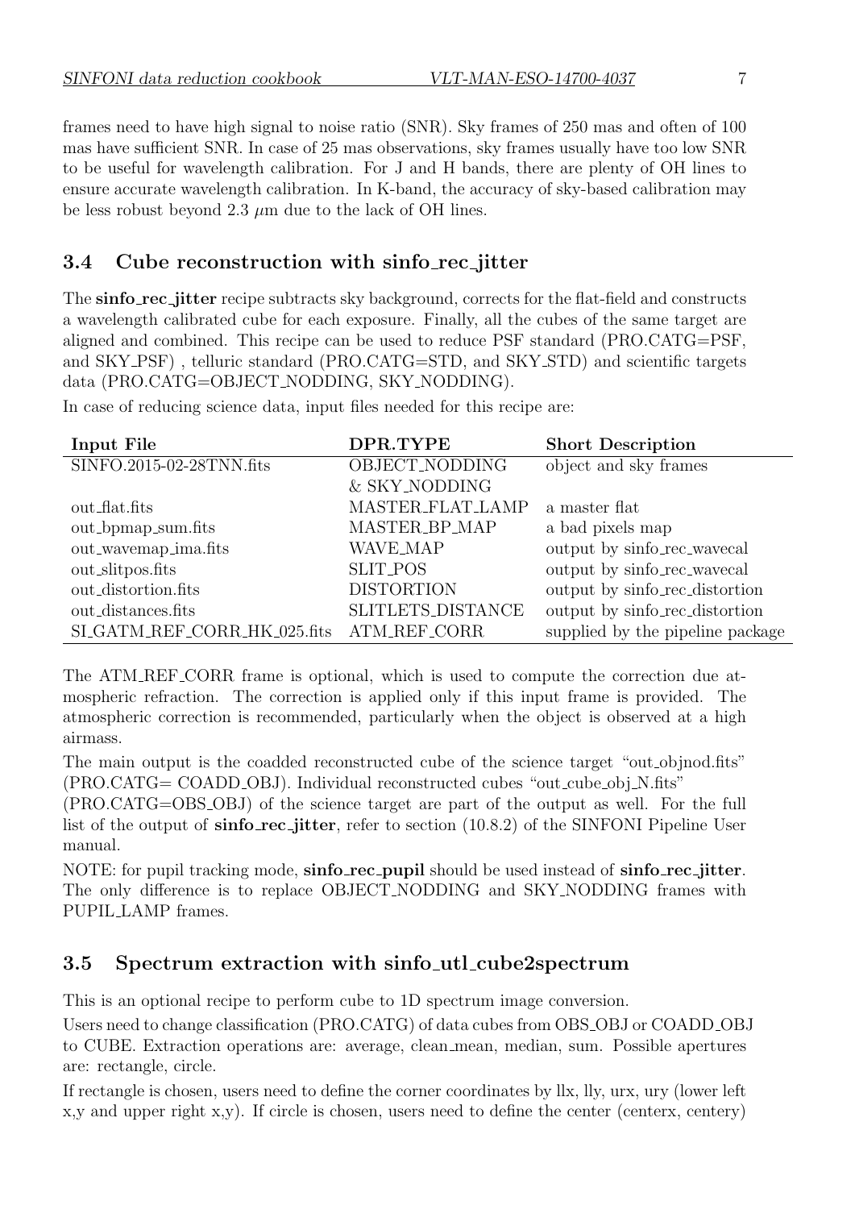frames need to have high signal to noise ratio (SNR). Sky frames of 250 mas and often of 100 mas have sufficient SNR. In case of 25 mas observations, sky frames usually have too low SNR to be useful for wavelength calibration. For J and H bands, there are plenty of OH lines to ensure accurate wavelength calibration. In K-band, the accuracy of sky-based calibration may be less robust beyond 2.3 $\mu$m due to the lack of OH lines.

## 3.4 Cube reconstruction with sinfo_rec_jitter

The **sinfo_rec_jitter** recipe subtracts sky background, corrects for the flat-field and constructs a wavelength calibrated cube for each exposure. Finally, all the cubes of the same target are aligned and combined. This recipe can be used to reduce PSF standard (PRO.CATG=PSF, and SKY_PSF) , telluric standard (PRO.CATG=STD, and SKY_STD) and scientific targets data (PRO.CATG=OBJECT_NODDING, SKY_NODDING).

In case of reducing science data, input files needed for this recipe are:

| Input File | DPR.TYPE | Short Description |
|---|---|---|
| SINFO.2015-02-28TNN.fits | OBJECT_NODDING & SKY_NODDING | object and sky frames |
| out_flat.fits | MASTER_FLAT_LAMP | a master flat |
| out_bpmap_sum.fits | MASTER_BP_MAP | a bad pixels map |
| out_wavemap_ima.fits | WAVE_MAP | output by sinfo_rec_wavecal |
| out_slitpos.fits | SLIT_POS | output by sinfo_rec_wavecal |
| out_distortion.fits | DISTORTION | output by sinfo_rec_distortion |
| out_distances.fits | SLITLETS_DISTANCE | output by sinfo_rec_distortion |
| SI_GATM_REF_CORR_HK_025.fits | ATM_REF_CORR | supplied by the pipeline package |

The ATM_REF_CORR frame is optional, which is used to compute the correction due atmospheric refraction. The correction is applied only if this input frame is provided. The atmospheric correction is recommended, particularly when the object is observed at a high airmass.

The main output is the coadded reconstructed cube of the science target "out_objnod.fits" (PRO.CATG= COADD_OBJ). Individual reconstructed cubes "out_cube_obj_N.fits" (PRO.CATG=OBS_OBJ) of the science target are part of the output as well. For the full list of the output of **sinfo_rec_jitter**, refer to section (10.8.2) of the SINFONI Pipeline User manual.

NOTE: for pupil tracking mode, **sinfo_rec_pupil** should be used instead of **sinfo_rec_jitter**. The only difference is to replace OBJECT_NODDING and SKY_NODDING frames with PUPIL_LAMP frames.

## 3.5 Spectrum extraction with sinfo_utl_cube2spectrum

This is an optional recipe to perform cube to 1D spectrum image conversion.

Users need to change classification (PRO.CATG) of data cubes from OBS_OBJ or COADD_OBJ to CUBE. Extraction operations are: average, clean_mean, median, sum. Possible apertures are: rectangle, circle.

If rectangle is chosen, users need to define the corner coordinates by llx, lly, urx, ury (lower left x,y and upper right x,y). If circle is chosen, users need to define the center (centerx, centery)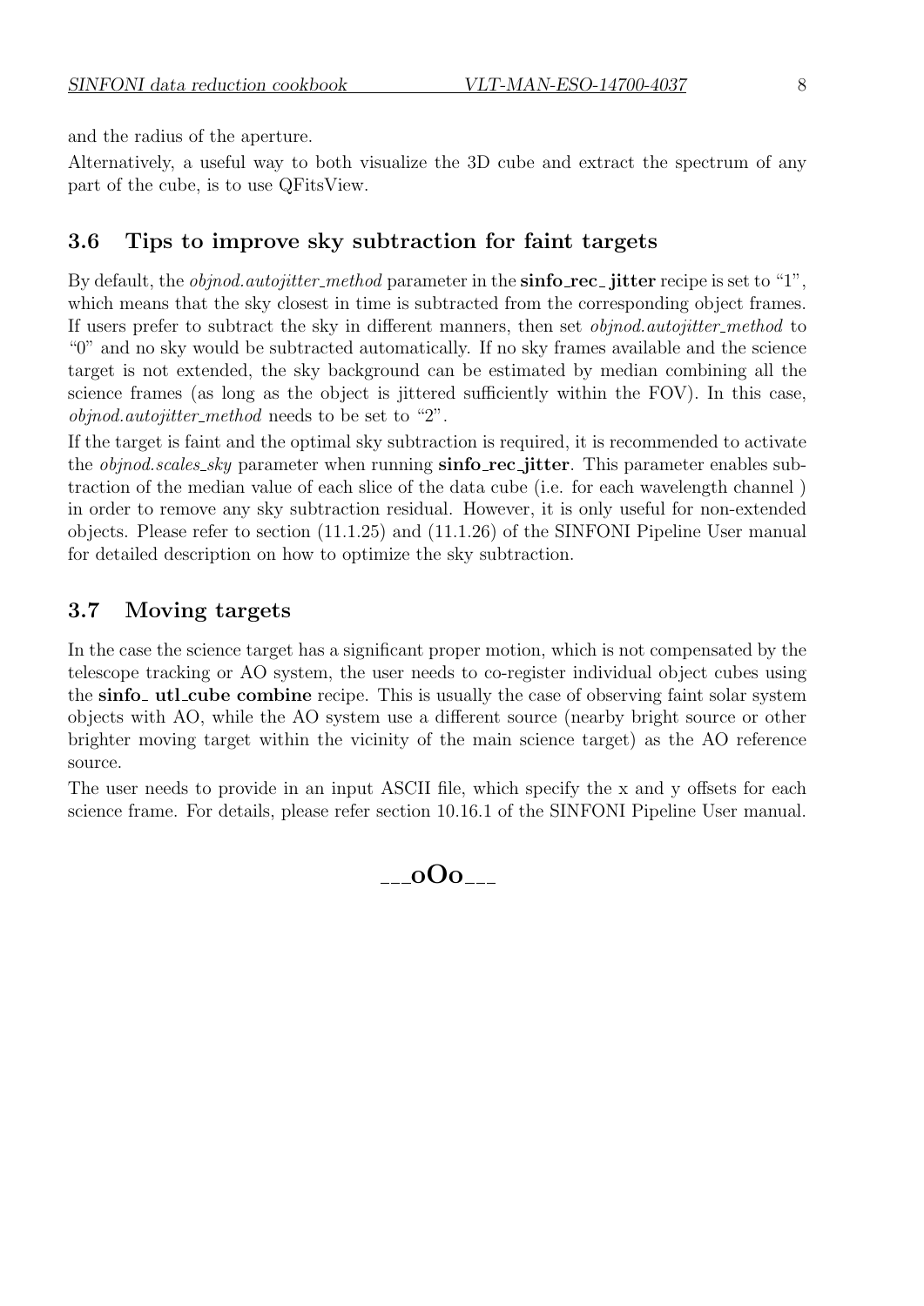and the radius of the aperture.

Alternatively, a useful way to both visualize the 3D cube and extract the spectrum of any part of the cube, is to use QFitsView.

### 3.6 Tips to improve sky subtraction for faint targets

By default, the *objnod.autojitter_method* parameter in the **sinfo_rec_ jitter** recipe is set to "1", which means that the sky closest in time is subtracted from the corresponding object frames. If users prefer to subtract the sky in different manners, then set *objnod.autojitter_method* to "0" and no sky would be subtracted automatically. If no sky frames available and the science target is not extended, the sky background can be estimated by median combining all the science frames (as long as the object is jittered sufficiently within the FOV). In this case, *objnod.autojitter_method* needs to be set to "2".

If the target is faint and the optimal sky subtraction is required, it is recommended to activate the *objnod.scales_sky* parameter when running **sinfo_rec_jitter**. This parameter enables subtraction of the median value of each slice of the data cube (i.e. for each wavelength channel ) in order to remove any sky subtraction residual. However, it is only useful for non-extended objects. Please refer to section (11.1.25) and (11.1.26) of the SINFONI Pipeline User manual for detailed description on how to optimize the sky subtraction.

### 3.7 Moving targets

In the case the science target has a significant proper motion, which is not compensated by the telescope tracking or AO system, the user needs to co-register individual object cubes using the **sinfo_ utl_cube combine** recipe. This is usually the case of observing faint solar system objects with AO, while the AO system use a different source (nearby bright source or other brighter moving target within the vicinity of the main science target) as the AO reference source.

The user needs to provide in an input ASCII file, which specify the x and y offsets for each science frame. For details, please refer section 10.16.1 of the SINFONI Pipeline User manual.

**___oOo___**